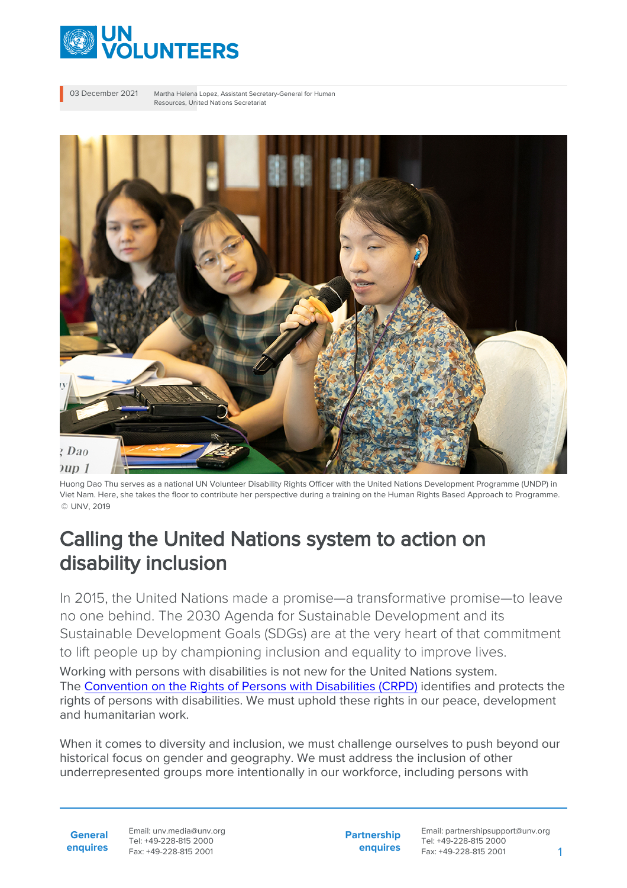03 December 2021

Martha Helena Lopez, Assistant Secretary-General for Human Resources, United Nations Secretariat

Huong Dao Thu serves as a national UN Volunteer Disability Rights Officer with the United Nations Development Programme (UNDP) in Viet Nam. Here, she takes the floor to contribute her perspective during a training on the Human Rights Based Approach to Programme. © UNV, 2019

# Calling the United Nations system to action on disability inclusion

In 2015, the United Nations made a promise—a transformative promise—to leave no one behind. The 2030 Agenda for Sustainable Development and its Sustainable Development Goals (SDGs) are at the very heart of that commitment to lift people up by championing inclusion and equality to improve lives.

Working with persons with disabilities is not new for the United Nations system. The Convention on the Rights of Persons with Disabilities (CRPD) identifies and protects the rights of persons with disabilities. We must uphold these rights in our peace, development and humanitarian work.

When it comes to diversity and inclusion, we must challenge ourselves to push beyond our historical focus on gender and geography. We must address the inclusion of other underrepresented groups more intentionally in our workforce, including persons with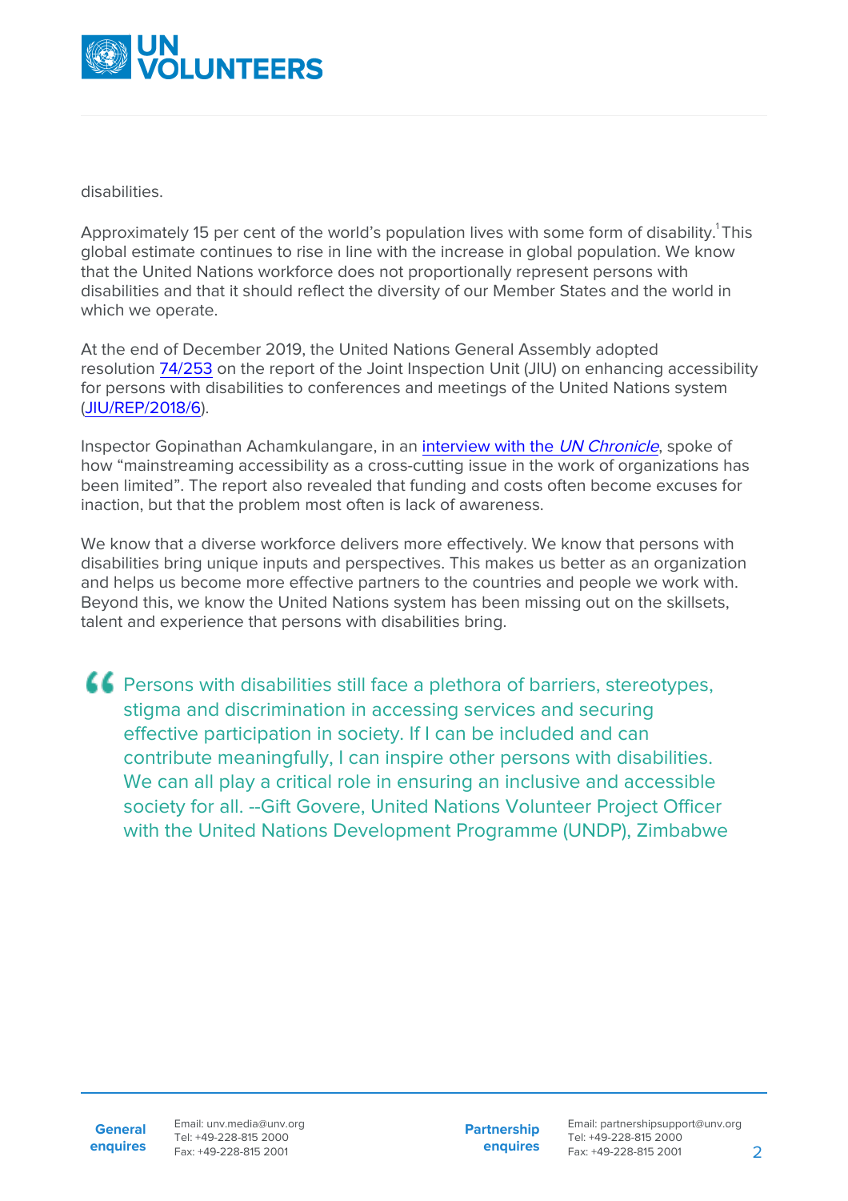disabilities.

Approximately 15 per cent of the world's population lives with some form of disability.[1] This global estimate continues to rise in line with the increase in global population. We know that the United Nations workforce does not proportionally represent persons with disabilities and that it should reflect the diversity of our Member States and the world in which we operate.

At the end of December 2019, the United Nations General Assembly adopted resolution 74/253 on the report of the Joint Inspection Unit (JIU) on enhancing accessibility for persons with disabilities to conferences and meetings of the United Nations system (JIU/REP/2018/6).

Inspector Gopinathan Achamkulangare, in an interview with the *UN Chronicle*, spoke of how "mainstreaming accessibility as a cross-cutting issue in the work of organizations has been limited". The report also revealed that funding and costs often become excuses for inaction, but that the problem most often is lack of awareness.

We know that a diverse workforce delivers more effectively. We know that persons with disabilities bring unique inputs and perspectives. This makes us better as an organization and helps us become more effective partners to the countries and people we work with. Beyond this, we know the United Nations system has been missing out on the skillsets, talent and experience that persons with disabilities bring.

> Persons with disabilities still face a plethora of barriers, stereotypes, stigma and discrimination in accessing services and securing effective participation in society. If I can be included and can contribute meaningfully, I can inspire other persons with disabilities. We can all play a critical role in ensuring an inclusive and accessible society for all. --Gift Govere, United Nations Volunteer Project Officer with the United Nations Development Programme (UNDP), Zimbabwe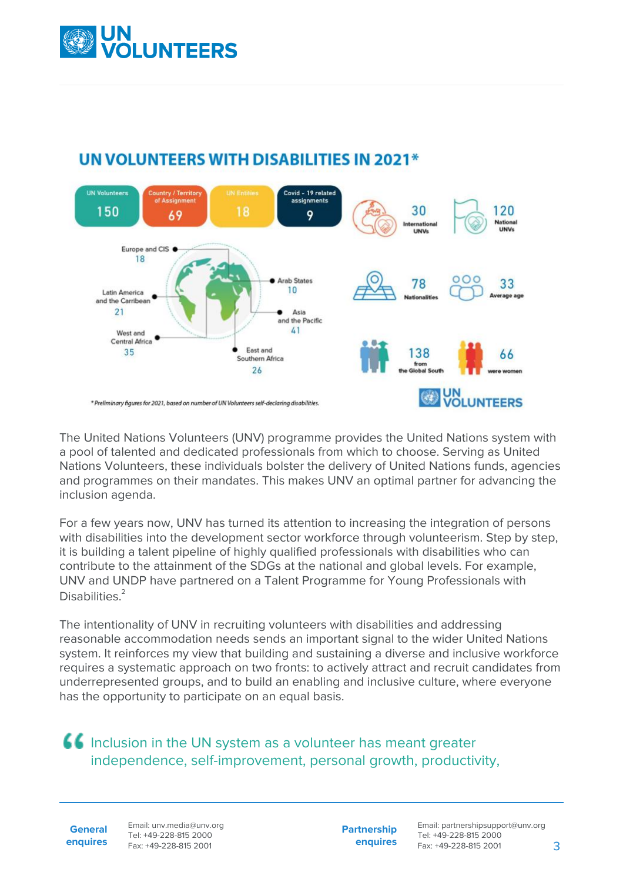## UN VOLUNTEERS WITH DISABILITIES IN 2021*

| UN Volunteers | Country / Territory of Assignment | UN Entities | Covid - 19 related assignments |
|---|---|---|---|
| 150 | 69 | 18 | 9 |

- 30 International UNVs
- 120 National UNVs
- 78 Nationalities
- 33 Average age
- 138 from the Global South
- 66 were women

Regions:

- Europe and CIS: 18
- Arab States: 10
- Latin America and the Carribean: 21
- Asia and the Pacific: 41
- West and Central Africa: 35
- East and Southern Africa: 26

*Preliminary figures for 2021, based on number of UN Volunteers self-declaring disabilities.

The United Nations Volunteers (UNV) programme provides the United Nations system with a pool of talented and dedicated professionals from which to choose. Serving as United Nations Volunteers, these individuals bolster the delivery of United Nations funds, agencies and programmes on their mandates. This makes UNV an optimal partner for advancing the inclusion agenda.

For a few years now, UNV has turned its attention to increasing the integration of persons with disabilities into the development sector workforce through volunteerism. Step by step, it is building a talent pipeline of highly qualified professionals with disabilities who can contribute to the attainment of the SDGs at the national and global levels. For example, UNV and UNDP have partnered on a Talent Programme for Young Professionals with Disabilities.[2]

The intentionality of UNV in recruiting volunteers with disabilities and addressing reasonable accommodation needs sends an important signal to the wider United Nations system. It reinforces my view that building and sustaining a diverse and inclusive workforce requires a systematic approach on two fronts: to actively attract and recruit candidates from underrepresented groups, and to build an enabling and inclusive culture, where everyone has the opportunity to participate on an equal basis.

> “Inclusion in the UN system as a volunteer has meant greater independence, self-improvement, personal growth, productivity,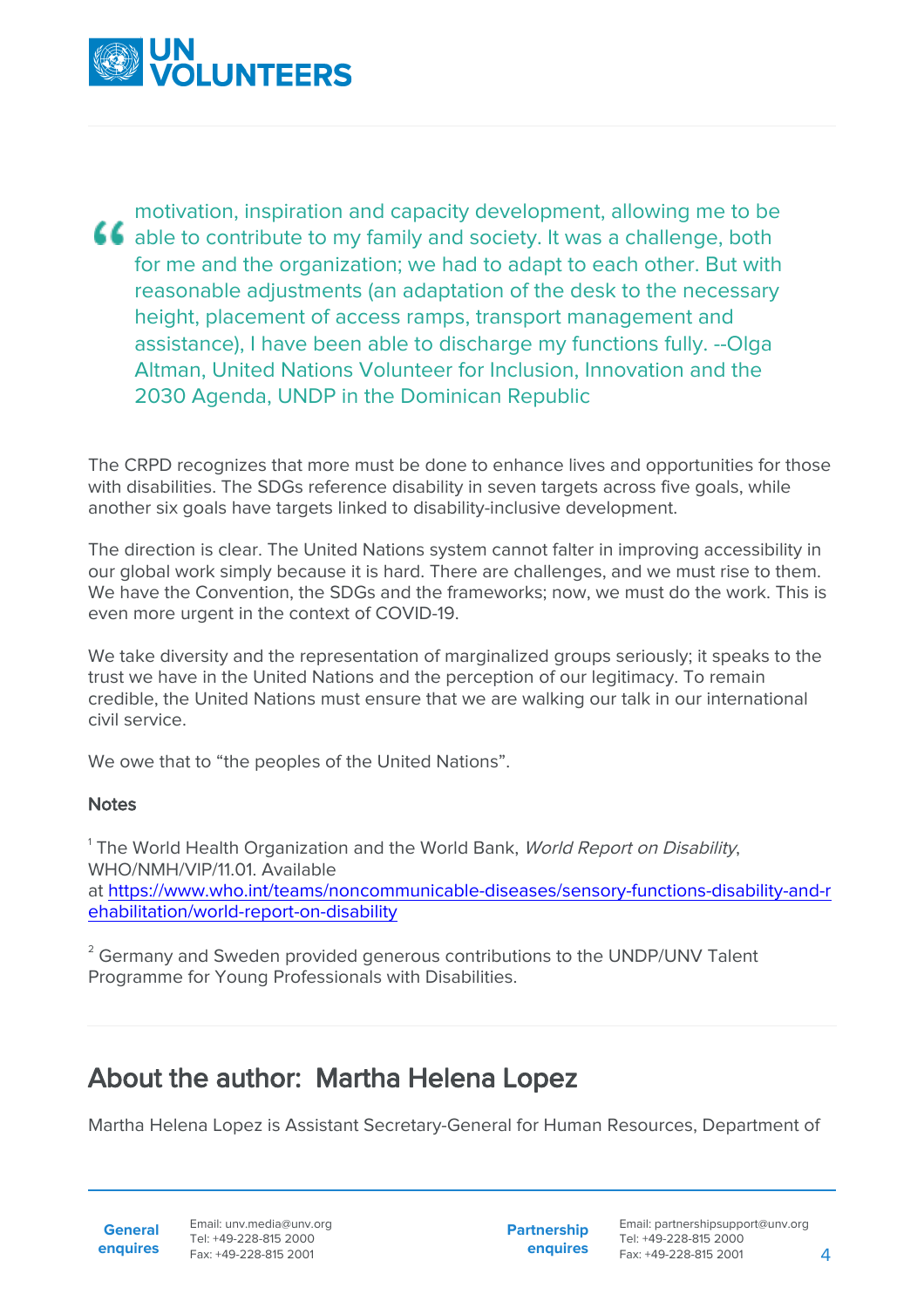> motivation, inspiration and capacity development, allowing me to be able to contribute to my family and society. It was a challenge, both for me and the organization; we had to adapt to each other. But with reasonable adjustments (an adaptation of the desk to the necessary height, placement of access ramps, transport management and assistance), I have been able to discharge my functions fully. --Olga Altman, United Nations Volunteer for Inclusion, Innovation and the 2030 Agenda, UNDP in the Dominican Republic

The CRPD recognizes that more must be done to enhance lives and opportunities for those with disabilities. The SDGs reference disability in seven targets across five goals, while another six goals have targets linked to disability-inclusive development.

The direction is clear. The United Nations system cannot falter in improving accessibility in our global work simply because it is hard. There are challenges, and we must rise to them. We have the Convention, the SDGs and the frameworks; now, we must do the work. This is even more urgent in the context of COVID-19.

We take diversity and the representation of marginalized groups seriously; it speaks to the trust we have in the United Nations and the perception of our legitimacy. To remain credible, the United Nations must ensure that we are walking our talk in our international civil service.

We owe that to "the peoples of the United Nations".

**Notes**

[1] The World Health Organization and the World Bank, *World Report on Disability*, WHO/NMH/VIP/11.01. Available at https://www.who.int/teams/noncommunicable-diseases/sensory-functions-disability-and-rehabilitation/world-report-on-disability

[2] Germany and Sweden provided generous contributions to the UNDP/UNV Talent Programme for Young Professionals with Disabilities.

## About the author: Martha Helena Lopez

Martha Helena Lopez is Assistant Secretary-General for Human Resources, Department of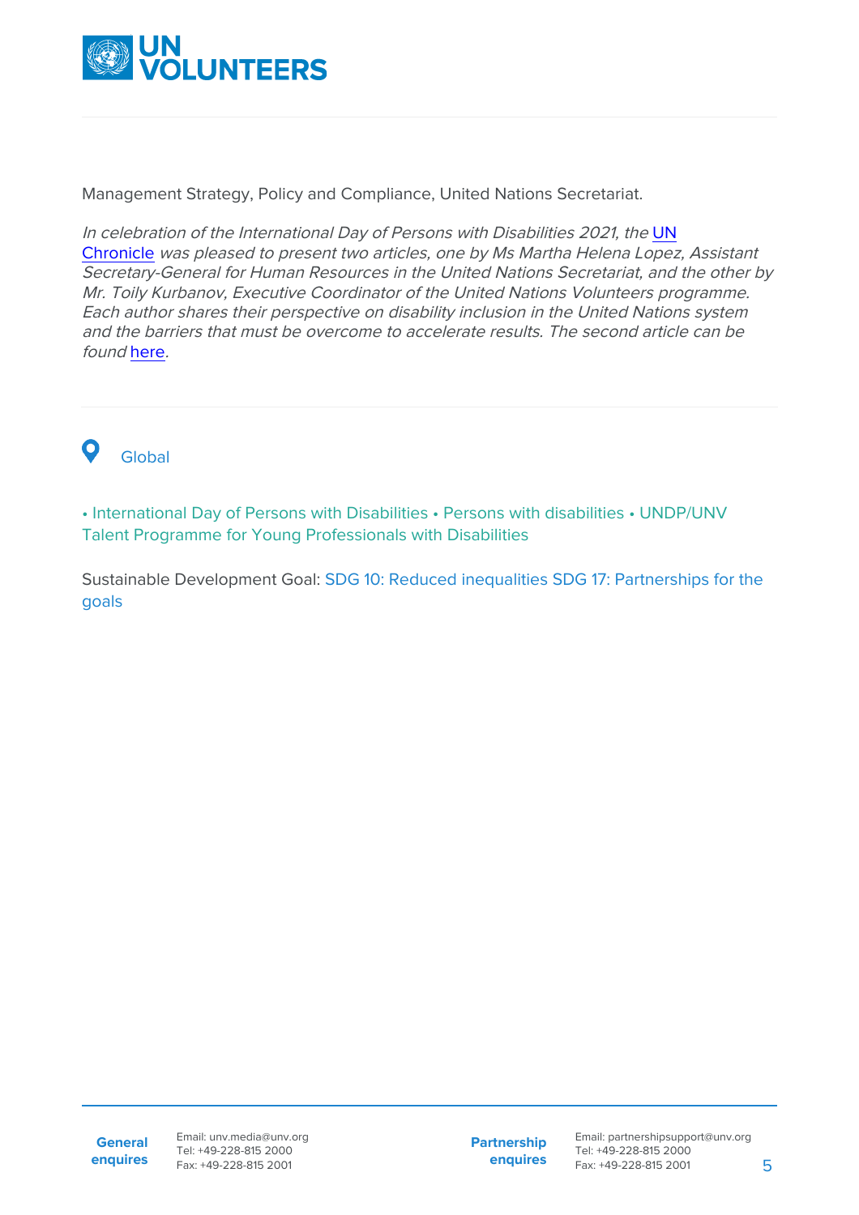Management Strategy, Policy and Compliance, United Nations Secretariat.

*In celebration of the International Day of Persons with Disabilities 2021, the* [UN Chronicle](#) *was pleased to present two articles, one by Ms Martha Helena Lopez, Assistant Secretary-General for Human Resources in the United Nations Secretariat, and the other by Mr. Toily Kurbanov, Executive Coordinator of the United Nations Volunteers programme. Each author shares their perspective on disability inclusion in the United Nations system and the barriers that must be overcome to accelerate results. The second article can be found* [here](#)*.*

---

Global

• International Day of Persons with Disabilities • Persons with disabilities • UNDP/UNV Talent Programme for Young Professionals with Disabilities

Sustainable Development Goal: SDG 10: Reduced inequalities SDG 17: Partnerships for the goals

**General enquires**
Email: unv.media@unv.org
Tel: +49-228-815 2000
Fax: +49-228-815 2001

**Partnership enquires**
Email: partnershipsupport@unv.org
Tel: +49-228-815 2000
Fax: +49-228-815 2001